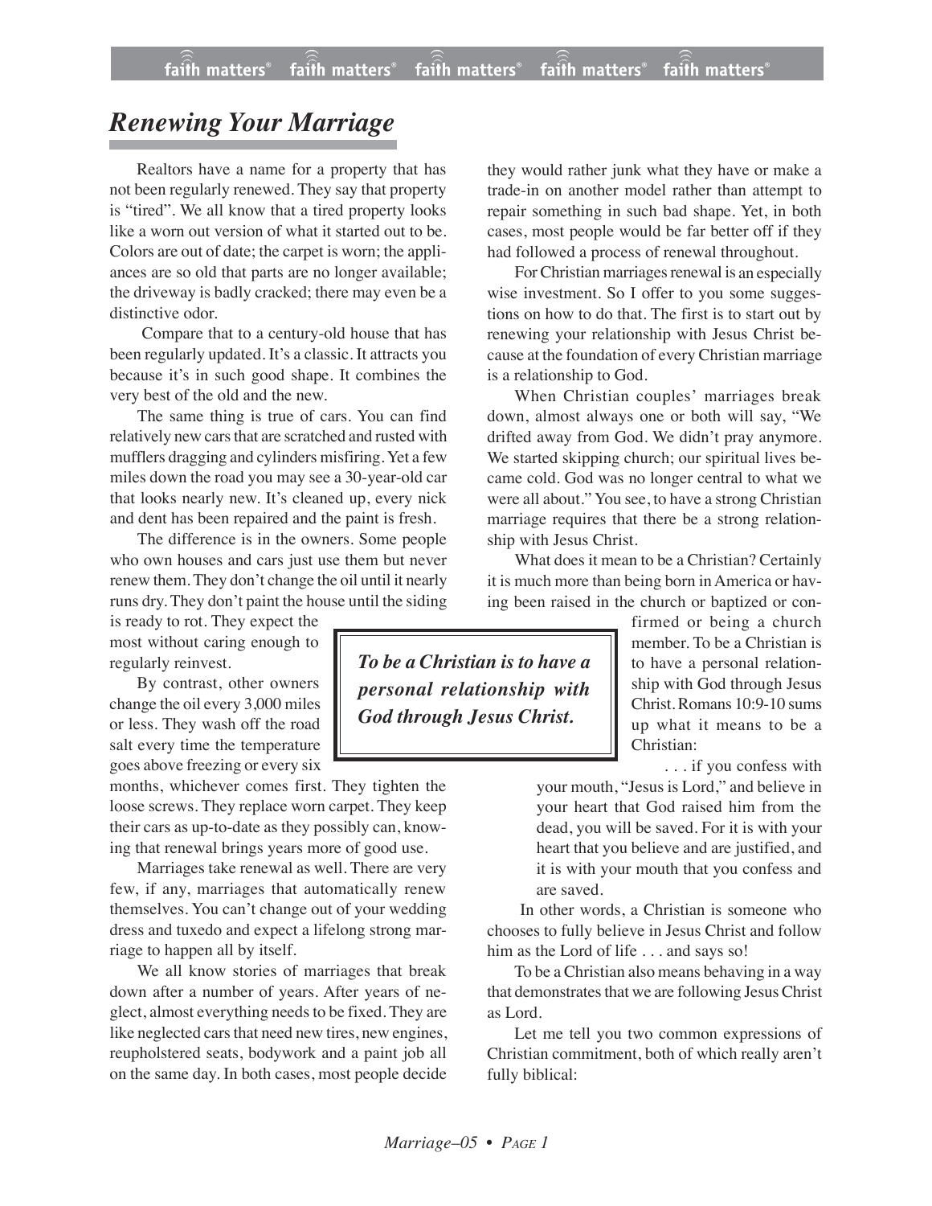# *Renewing Your Marriage*

Realtors have a name for a property that has not been regularly renewed. They say that property is "tired". We all know that a tired property looks like a worn out version of what it started out to be. Colors are out of date; the carpet is worn; the appliances are so old that parts are no longer available; the driveway is badly cracked; there may even be a distinctive odor.

Compare that to a century-old house that has been regularly updated. It's a classic. It attracts you because it's in such good shape. It combines the very best of the old and the new.

The same thing is true of cars. You can find relatively new cars that are scratched and rusted with mufflers dragging and cylinders misfiring. Yet a few miles down the road you may see a 30-year-old car that looks nearly new. It's cleaned up, every nick and dent has been repaired and the paint is fresh.

The difference is in the owners. Some people who own houses and cars just use them but never renew them. They don't change the oil until it nearly runs dry. They don't paint the house until the siding is ready to rot. They expect the most without caring enough to regularly reinvest.

By contrast, other owners change the oil every 3,000 miles or less. They wash off the road salt every time the temperature goes above freezing or every six months, whichever comes first. They tighten the loose screws. They replace worn carpet. They keep their cars as up-to-date as they possibly can, knowing that renewal brings years more of good use.

Marriages take renewal as well. There are very few, if any, marriages that automatically renew themselves. You can't change out of your wedding dress and tuxedo and expect a lifelong strong marriage to happen all by itself.

We all know stories of marriages that break down after a number of years. After years of neglect, almost everything needs to be fixed. They are like neglected cars that need new tires, new engines, reupholstered seats, bodywork and a paint job all on the same day. In both cases, most people decide they would rather junk what they have or make a trade-in on another model rather than attempt to repair something in such bad shape. Yet, in both cases, most people would be far better off if they had followed a process of renewal throughout.

For Christian marriages renewal is an especially wise investment. So I offer to you some suggestions on how to do that. The first is to start out by renewing your relationship with Jesus Christ because at the foundation of every Christian marriage is a relationship to God.

When Christian couples' marriages break down, almost always one or both will say, "We drifted away from God. We didn't pray anymore. We started skipping church; our spiritual lives became cold. God was no longer central to what we were all about." You see, to have a strong Christian marriage requires that there be a strong relationship with Jesus Christ.

What does it mean to be a Christian? Certainly it is much more than being born in America or having been raised in the church or baptized or confirmed or being a church member. To be a Christian is to have a personal relationship with God through Jesus Christ. Romans 10:9-10 sums up what it means to be a Christian:

> **_To be a Christian is to have a personal relationship with God through Jesus Christ._**

> . . . if you confess with your mouth, "Jesus is Lord," and believe in your heart that God raised him from the dead, you will be saved. For it is with your heart that you believe and are justified, and it is with your mouth that you confess and are saved.

In other words, a Christian is someone who chooses to fully believe in Jesus Christ and follow him as the Lord of life . . . and says so!

To be a Christian also means behaving in a way that demonstrates that we are following Jesus Christ as Lord.

Let me tell you two common expressions of Christian commitment, both of which really aren't fully biblical: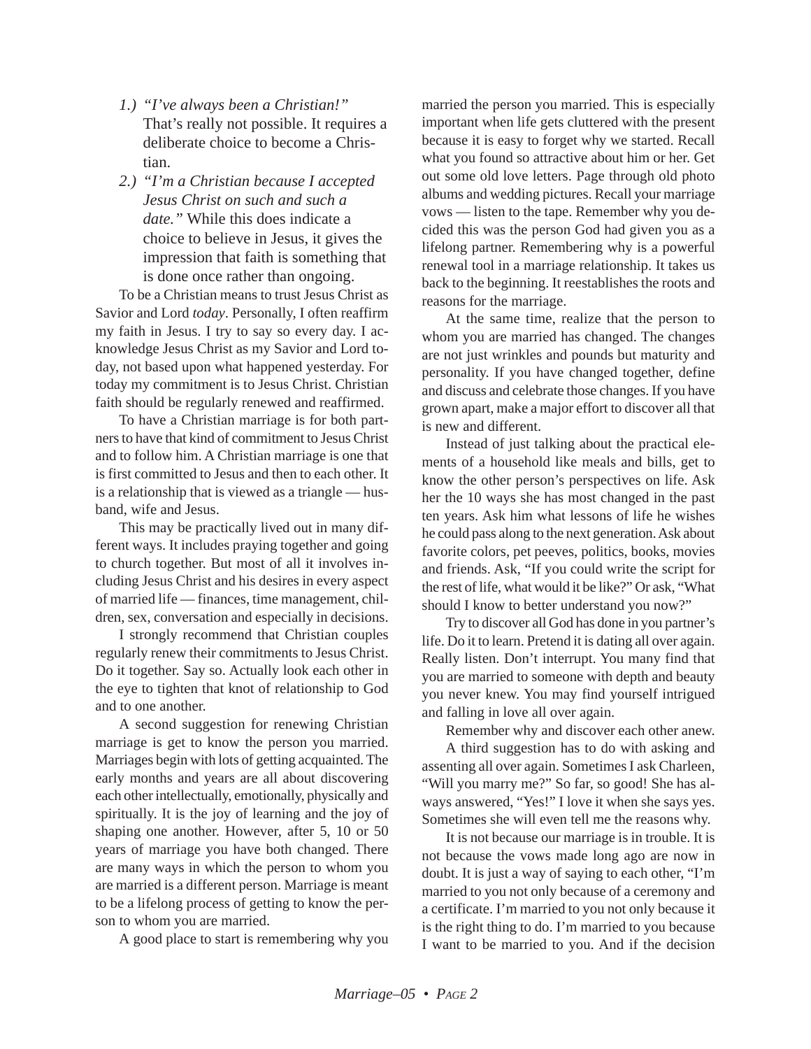1.) *"I've always been a Christian!"* That's really not possible. It requires a deliberate choice to become a Christian.
2.) *"I'm a Christian because I accepted Jesus Christ on such and such a date."* While this does indicate a choice to believe in Jesus, it gives the impression that faith is something that is done once rather than ongoing.

To be a Christian means to trust Jesus Christ as Savior and Lord *today*. Personally, I often reaffirm my faith in Jesus. I try to say so every day. I acknowledge Jesus Christ as my Savior and Lord today, not based upon what happened yesterday. For today my commitment is to Jesus Christ. Christian faith should be regularly renewed and reaffirmed.

To have a Christian marriage is for both partners to have that kind of commitment to Jesus Christ and to follow him. A Christian marriage is one that is first committed to Jesus and then to each other. It is a relationship that is viewed as a triangle — husband, wife and Jesus.

This may be practically lived out in many different ways. It includes praying together and going to church together. But most of all it involves including Jesus Christ and his desires in every aspect of married life — finances, time management, children, sex, conversation and especially in decisions.

I strongly recommend that Christian couples regularly renew their commitments to Jesus Christ. Do it together. Say so. Actually look each other in the eye to tighten that knot of relationship to God and to one another.

A second suggestion for renewing Christian marriage is get to know the person you married. Marriages begin with lots of getting acquainted. The early months and years are all about discovering each other intellectually, emotionally, physically and spiritually. It is the joy of learning and the joy of shaping one another. However, after 5, 10 or 50 years of marriage you have both changed. There are many ways in which the person to whom you are married is a different person. Marriage is meant to be a lifelong process of getting to know the person to whom you are married.

A good place to start is remembering why you married the person you married. This is especially important when life gets cluttered with the present because it is easy to forget why we started. Recall what you found so attractive about him or her. Get out some old love letters. Page through old photo albums and wedding pictures. Recall your marriage vows — listen to the tape. Remember why you decided this was the person God had given you as a lifelong partner. Remembering why is a powerful renewal tool in a marriage relationship. It takes us back to the beginning. It reestablishes the roots and reasons for the marriage.

At the same time, realize that the person to whom you are married has changed. The changes are not just wrinkles and pounds but maturity and personality. If you have changed together, define and discuss and celebrate those changes. If you have grown apart, make a major effort to discover all that is new and different.

Instead of just talking about the practical elements of a household like meals and bills, get to know the other person's perspectives on life. Ask her the 10 ways she has most changed in the past ten years. Ask him what lessons of life he wishes he could pass along to the next generation. Ask about favorite colors, pet peeves, politics, books, movies and friends. Ask, "If you could write the script for the rest of life, what would it be like?" Or ask, "What should I know to better understand you now?"

Try to discover all God has done in you partner's life. Do it to learn. Pretend it is dating all over again. Really listen. Don't interrupt. You many find that you are married to someone with depth and beauty you never knew. You may find yourself intrigued and falling in love all over again.

Remember why and discover each other anew.

A third suggestion has to do with asking and assenting all over again. Sometimes I ask Charleen, "Will you marry me?" So far, so good! She has always answered, "Yes!" I love it when she says yes. Sometimes she will even tell me the reasons why.

It is not because our marriage is in trouble. It is not because the vows made long ago are now in doubt. It is just a way of saying to each other, "I'm married to you not only because of a ceremony and a certificate. I'm married to you not only because it is the right thing to do. I'm married to you because I want to be married to you. And if the decision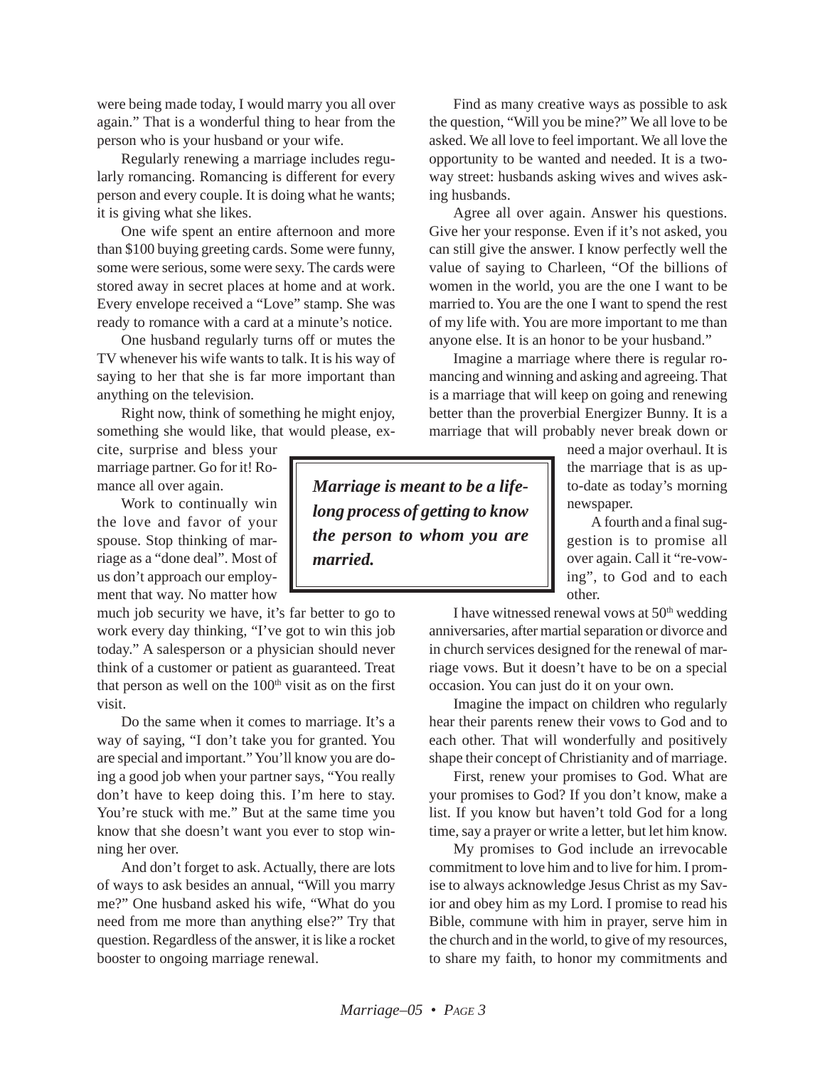were being made today, I would marry you all over again." That is a wonderful thing to hear from the person who is your husband or your wife.

Regularly renewing a marriage includes regularly romancing. Romancing is different for every person and every couple. It is doing what he wants; it is giving what she likes.

One wife spent an entire afternoon and more than $100 buying greeting cards. Some were funny, some were serious, some were sexy. The cards were stored away in secret places at home and at work. Every envelope received a "Love" stamp. She was ready to romance with a card at a minute's notice.

One husband regularly turns off or mutes the TV whenever his wife wants to talk. It is his way of saying to her that she is far more important than anything on the television.

Right now, think of something he might enjoy, something she would like, that would please, excite, surprise and bless your marriage partner. Go for it! Romance all over again.

Work to continually win the love and favor of your spouse. Stop thinking of marriage as a "done deal". Most of us don't approach our employment that way. No matter how much job security we have, it's far better to go to work every day thinking, "I've got to win this job today." A salesperson or a physician should never think of a customer or patient as guaranteed. Treat that person as well on the 100th visit as on the first visit.

Do the same when it comes to marriage. It's a way of saying, "I don't take you for granted. You are special and important." You'll know you are doing a good job when your partner says, "You really don't have to keep doing this. I'm here to stay. You're stuck with me." But at the same time you know that she doesn't want you ever to stop winning her over.

And don't forget to ask. Actually, there are lots of ways to ask besides an annual, "Will you marry me?" One husband asked his wife, "What do you need from me more than anything else?" Try that question. Regardless of the answer, it is like a rocket booster to ongoing marriage renewal.

Find as many creative ways as possible to ask the question, "Will you be mine?" We all love to be asked. We all love to feel important. We all love the opportunity to be wanted and needed. It is a two-way street: husbands asking wives and wives asking husbands.

Agree all over again. Answer his questions. Give her your response. Even if it's not asked, you can still give the answer. I know perfectly well the value of saying to Charleen, "Of the billions of women in the world, you are the one I want to be married to. You are the one I want to spend the rest of my life with. You are more important to me than anyone else. It is an honor to be your husband."

Imagine a marriage where there is regular romancing and winning and asking and agreeing. That is a marriage that will keep on going and renewing better than the proverbial Energizer Bunny. It is a marriage that will probably never break down or need a major overhaul. It is the marriage that is as up-to-date as today's morning newspaper.

> ***Marriage is meant to be a life-long process of getting to know the person to whom you are married.***

A fourth and a final suggestion is to promise all over again. Call it "re-vowing", to God and to each other.

I have witnessed renewal vows at 50th wedding anniversaries, after martial separation or divorce and in church services designed for the renewal of marriage vows. But it doesn't have to be on a special occasion. You can just do it on your own.

Imagine the impact on children who regularly hear their parents renew their vows to God and to each other. That will wonderfully and positively shape their concept of Christianity and of marriage.

First, renew your promises to God. What are your promises to God? If you don't know, make a list. If you know but haven't told God for a long time, say a prayer or write a letter, but let him know.

My promises to God include an irrevocable commitment to love him and to live for him. I promise to always acknowledge Jesus Christ as my Savior and obey him as my Lord. I promise to read his Bible, commune with him in prayer, serve him in the church and in the world, to give of my resources, to share my faith, to honor my commitments and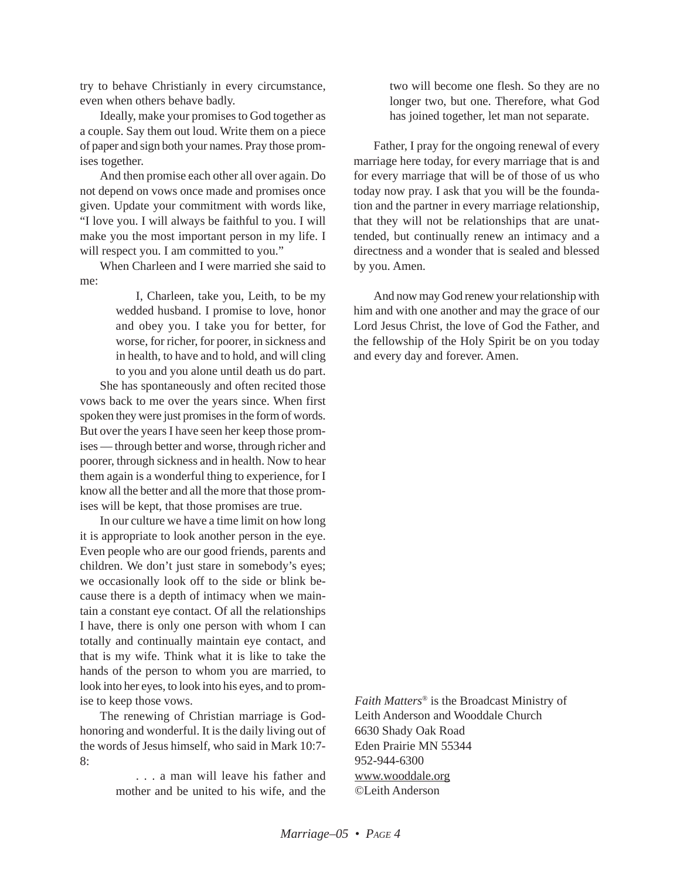try to behave Christianly in every circumstance, even when others behave badly.

Ideally, make your promises to God together as a couple. Say them out loud. Write them on a piece of paper and sign both your names. Pray those promises together.

And then promise each other all over again. Do not depend on vows once made and promises once given. Update your commitment with words like, "I love you. I will always be faithful to you. I will make you the most important person in my life. I will respect you. I am committed to you."

When Charleen and I were married she said to me:

> I, Charleen, take you, Leith, to be my wedded husband. I promise to love, honor and obey you. I take you for better, for worse, for richer, for poorer, in sickness and in health, to have and to hold, and will cling to you and you alone until death us do part.

She has spontaneously and often recited those vows back to me over the years since. When first spoken they were just promises in the form of words. But over the years I have seen her keep those promises — through better and worse, through richer and poorer, through sickness and in health. Now to hear them again is a wonderful thing to experience, for I know all the better and all the more that those promises will be kept, that those promises are true.

In our culture we have a time limit on how long it is appropriate to look another person in the eye. Even people who are our good friends, parents and children. We don't just stare in somebody's eyes; we occasionally look off to the side or blink because there is a depth of intimacy when we maintain a constant eye contact. Of all the relationships I have, there is only one person with whom I can totally and continually maintain eye contact, and that is my wife. Think what it is like to take the hands of the person to whom you are married, to look into her eyes, to look into his eyes, and to promise to keep those vows.

The renewing of Christian marriage is God-honoring and wonderful. It is the daily living out of the words of Jesus himself, who said in Mark 10:7-8:

> . . . a man will leave his father and mother and be united to his wife, and the two will become one flesh. So they are no longer two, but one. Therefore, what God has joined together, let man not separate.

Father, I pray for the ongoing renewal of every marriage here today, for every marriage that is and for every marriage that will be of those of us who today now pray. I ask that you will be the foundation and the partner in every marriage relationship, that they will not be relationships that are unattended, but continually renew an intimacy and a directness and a wonder that is sealed and blessed by you. Amen.

And now may God renew your relationship with him and with one another and may the grace of our Lord Jesus Christ, the love of God the Father, and the fellowship of the Holy Spirit be on you today and every day and forever. Amen.

*Faith Matters*® is the Broadcast Ministry of
Leith Anderson and Wooddale Church
6630 Shady Oak Road
Eden Prairie MN 55344
952-944-6300
www.wooddale.org
©Leith Anderson